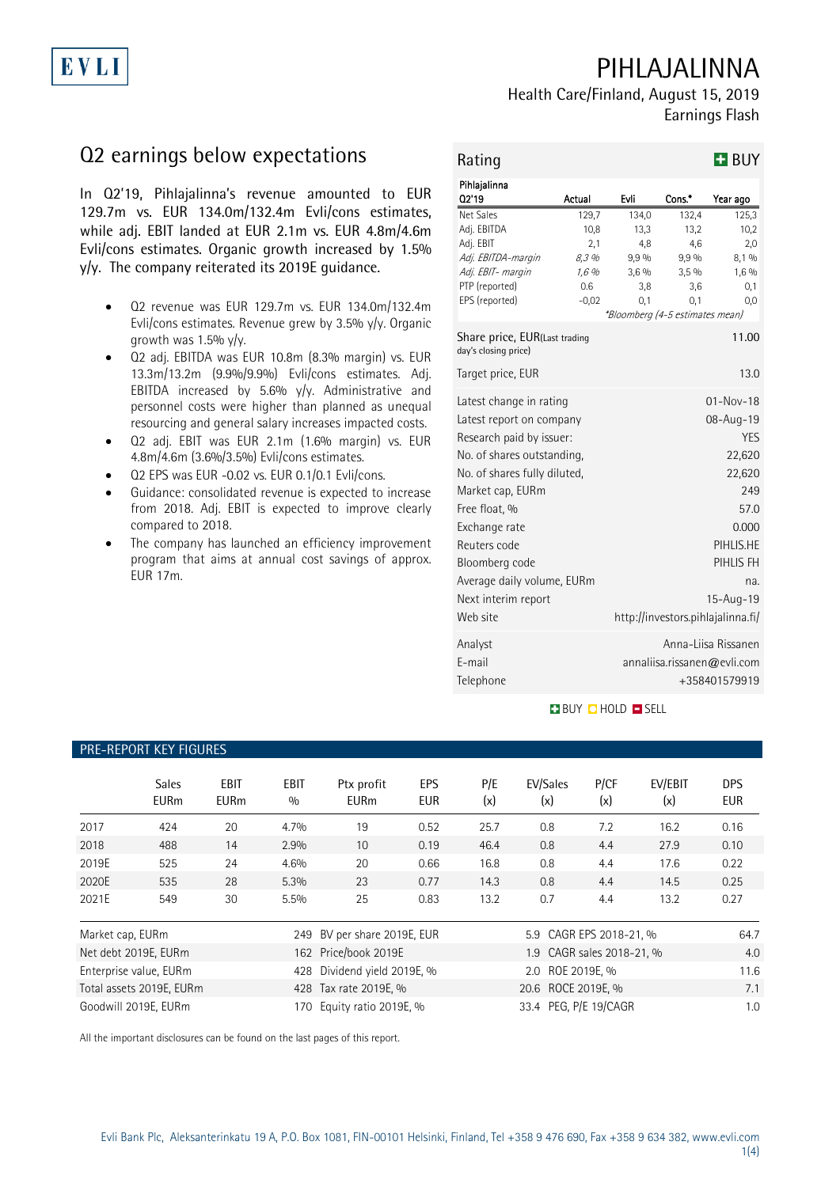# PIHLAJALINNA

Health Care/Finland, August 15, 2019
Earnings Flash

## Q2 earnings below expectations

In Q2'19, Pihlajalinna's revenue amounted to EUR 129.7m vs. EUR 134.0m/132.4m Evli/cons estimates, while adj. EBIT landed at EUR 2.1m vs. EUR 4.8m/4.6m Evli/cons estimates. Organic growth increased by 1.5% y/y. The company reiterated its 2019E guidance.

- Q2 revenue was EUR 129.7m vs. EUR 134.0m/132.4m Evli/cons estimates. Revenue grew by 3.5% y/y. Organic growth was 1.5% y/y.
- Q2 adj. EBITDA was EUR 10.8m (8.3% margin) vs. EUR 13.3m/13.2m (9.9%/9.9%) Evli/cons estimates. Adj. EBITDA increased by 5.6% y/y. Administrative and personnel costs were higher than planned as unequal resourcing and general salary increases impacted costs.
- Q2 adj. EBIT was EUR 2.1m (1.6% margin) vs. EUR 4.8m/4.6m (3.6%/3.5%) Evli/cons estimates.
- Q2 EPS was EUR -0.02 vs. EUR 0.1/0.1 Evli/cons.
- Guidance: consolidated revenue is expected to increase from 2018. Adj. EBIT is expected to improve clearly compared to 2018.
- The company has launched an efficiency improvement program that aims at annual cost savings of approx. EUR 17m.

### Rating: BUY

| Pihlajalinna Q2'19 | Actual | Evli | Cons.* | Year ago |
|---|---|---|---|---|
| Net Sales | 129,7 | 134,0 | 132,4 | 125,3 |
| Adj. EBITDA | 10,8 | 13,3 | 13,2 | 10,2 |
| Adj. EBIT | 2,1 | 4,8 | 4,6 | 2,0 |
| *Adj. EBITDA-margin* | *8,3 %* | 9,9 % | 9,9 % | 8,1 % |
| *Adj. EBIT- margin* | *1,6 %* | 3,6 % | 3,5 % | 1,6 % |
| PTP (reported) | 0.6 | 3,8 | 3,6 | 0,1 |
| EPS (reported) | -0,02 | 0,1 | 0,1 | 0,0 |

*\*Bloomberg (4-5 estimates mean)*

| | |
|---|---|
| Share price, EUR(Last trading day's closing price) | 11.00 |
| Target price, EUR | 13.0 |
| Latest change in rating | 01-Nov-18 |
| Latest report on company | 08-Aug-19 |
| Research paid by issuer: | YES |
| No. of shares outstanding, | 22,620 |
| No. of shares fully diluted, | 22,620 |
| Market cap, EURm | 249 |
| Free float, % | 57.0 |
| Exchange rate | 0.000 |
| Reuters code | PIHLIS.HE |
| Bloomberg code | PIHLIS FH |
| Average daily volume, EURm | na. |
| Next interim report | 15-Aug-19 |
| Web site | http://investors.pihlajalinna.fi/ |
| Analyst | Anna-Liisa Rissanen |
| E-mail | annaliisa.rissanen@evli.com |
| Telephone | +358401579919 |

BUY HOLD SELL

### PRE-REPORT KEY FIGURES

| | Sales EURm | EBIT EURm | EBIT % | Ptx profit EURm | EPS EUR | P/E (x) | EV/Sales (x) | P/CF (x) | EV/EBIT (x) | DPS EUR |
|---|---|---|---|---|---|---|---|---|---|---|
| 2017 | 424 | 20 | 4.7% | 19 | 0.52 | 25.7 | 0.8 | 7.2 | 16.2 | 0.16 |
| 2018 | 488 | 14 | 2.9% | 10 | 0.19 | 46.4 | 0.8 | 4.4 | 27.9 | 0.10 |
| 2019E | 525 | 24 | 4.6% | 20 | 0.66 | 16.8 | 0.8 | 4.4 | 17.6 | 0.22 |
| 2020E | 535 | 28 | 5.3% | 23 | 0.77 | 14.3 | 0.8 | 4.4 | 14.5 | 0.25 |
| 2021E | 549 | 30 | 5.5% | 25 | 0.83 | 13.2 | 0.7 | 4.4 | 13.2 | 0.27 |

| | | | | | |
|---|---|---|---|---|---|
| Market cap, EURm | 249 | BV per share 2019E, EUR | 5.9 | CAGR EPS 2018-21, % | 64.7 |
| Net debt 2019E, EURm | 162 | Price/book 2019E | 1.9 | CAGR sales 2018-21, % | 4.0 |
| Enterprise value, EURm | 428 | Dividend yield 2019E, % | 2.0 | ROE 2019E, % | 11.6 |
| Total assets 2019E, EURm | 428 | Tax rate 2019E, % | 20.6 | ROCE 2019E, % | 7.1 |
| Goodwill 2019E, EURm | 170 | Equity ratio 2019E, % | 33.4 | PEG, P/E 19/CAGR | 1.0 |

All the important disclosures can be found on the last pages of this report.

Evli Bank Plc, Aleksanterinkatu 19 A, P.O. Box 1081, FIN-00101 Helsinki, Finland, Tel +358 9 476 690, Fax +358 9 634 382, www.evli.com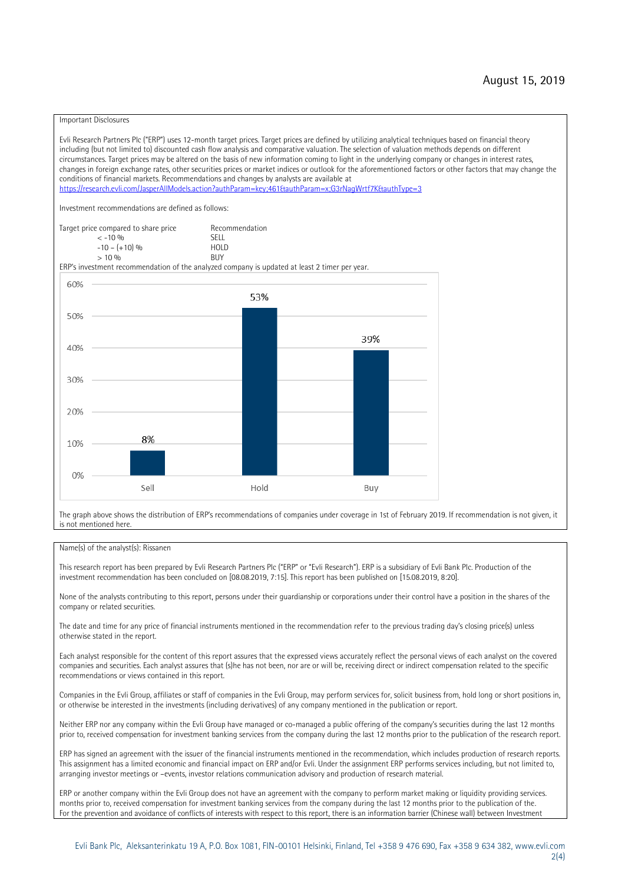August 15, 2019

Important Disclosures

Evli Research Partners Plc ("ERP") uses 12-month target prices. Target prices are defined by utilizing analytical techniques based on financial theory including (but not limited to) discounted cash flow analysis and comparative valuation. The selection of valuation methods depends on different circumstances. Target prices may be altered on the basis of new information coming to light in the underlying company or changes in interest rates, changes in foreign exchange rates, other securities prices or market indices or outlook for the aforementioned factors or other factors that may change the conditions of financial markets. Recommendations and changes by analysts are available at https://research.evli.com/JasperAllModels.action?authParam=key;461&authParam=x;G3rNagWrtf7K&authType=3

Investment recommendations are defined as follows:

| Target price compared to share price | Recommendation |
|---|---|
| < -10 % | SELL |
| -10 – (+10) % | HOLD |
| > 10 % | BUY |

ERP's investment recommendation of the analyzed company is updated at least 2 timer per year.

| | Sell | Hold | Buy |
|---|---|---|---|
| Share | 8% | 53% | 39% |

The graph above shows the distribution of ERP's recommendations of companies under coverage in 1st of February 2019. If recommendation is not given, it is not mentioned here.

Name(s) of the analyst(s): Rissanen

This research report has been prepared by Evli Research Partners Plc ("ERP" or "Evli Research"). ERP is a subsidiary of Evli Bank Plc. Production of the investment recommendation has been concluded on [08.08.2019, 7:15]. This report has been published on [15.08.2019, 8:20].

None of the analysts contributing to this report, persons under their guardianship or corporations under their control have a position in the shares of the company or related securities.

The date and time for any price of financial instruments mentioned in the recommendation refer to the previous trading day's closing price(s) unless otherwise stated in the report.

Each analyst responsible for the content of this report assures that the expressed views accurately reflect the personal views of each analyst on the covered companies and securities. Each analyst assures that (s)he has not been, nor are or will be, receiving direct or indirect compensation related to the specific recommendations or views contained in this report.

Companies in the Evli Group, affiliates or staff of companies in the Evli Group, may perform services for, solicit business from, hold long or short positions in, or otherwise be interested in the investments (including derivatives) of any company mentioned in the publication or report.

Neither ERP nor any company within the Evli Group have managed or co-managed a public offering of the company's securities during the last 12 months prior to, received compensation for investment banking services from the company during the last 12 months prior to the publication of the research report.

ERP has signed an agreement with the issuer of the financial instruments mentioned in the recommendation, which includes production of research reports. This assignment has a limited economic and financial impact on ERP and/or Evli. Under the assignment ERP performs services including, but not limited to, arranging investor meetings or –events, investor relations communication advisory and production of research material.

ERP or another company within the Evli Group does not have an agreement with the company to perform market making or liquidity providing services. months prior to, received compensation for investment banking services from the company during the last 12 months prior to the publication of the.
For the prevention and avoidance of conflicts of interests with respect to this report, there is an information barrier (Chinese wall) between Investment

Evli Bank Plc, Aleksanterinkatu 19 A, P.O. Box 1081, FIN-00101 Helsinki, Finland, Tel +358 9 476 690, Fax +358 9 634 382, www.evli.com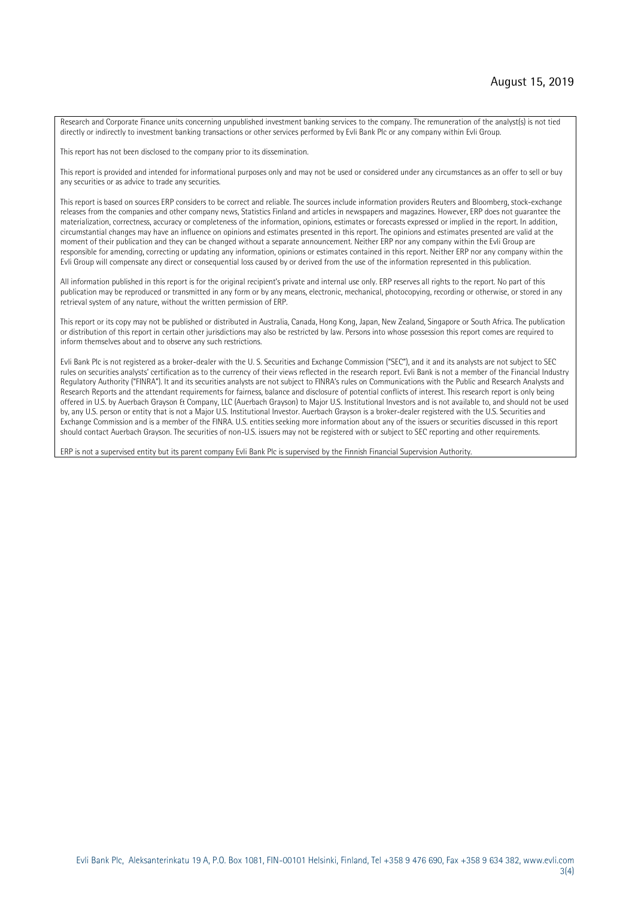Research and Corporate Finance units concerning unpublished investment banking services to the company. The remuneration of the analyst(s) is not tied directly or indirectly to investment banking transactions or other services performed by Evli Bank Plc or any company within Evli Group.

This report has not been disclosed to the company prior to its dissemination.

This report is provided and intended for informational purposes only and may not be used or considered under any circumstances as an offer to sell or buy any securities or as advice to trade any securities.

This report is based on sources ERP considers to be correct and reliable. The sources include information providers Reuters and Bloomberg, stock-exchange releases from the companies and other company news, Statistics Finland and articles in newspapers and magazines. However, ERP does not guarantee the materialization, correctness, accuracy or completeness of the information, opinions, estimates or forecasts expressed or implied in the report. In addition, circumstantial changes may have an influence on opinions and estimates presented in this report. The opinions and estimates presented are valid at the moment of their publication and they can be changed without a separate announcement. Neither ERP nor any company within the Evli Group are responsible for amending, correcting or updating any information, opinions or estimates contained in this report. Neither ERP nor any company within the Evli Group will compensate any direct or consequential loss caused by or derived from the use of the information represented in this publication.

All information published in this report is for the original recipient's private and internal use only. ERP reserves all rights to the report. No part of this publication may be reproduced or transmitted in any form or by any means, electronic, mechanical, photocopying, recording or otherwise, or stored in any retrieval system of any nature, without the written permission of ERP.

This report or its copy may not be published or distributed in Australia, Canada, Hong Kong, Japan, New Zealand, Singapore or South Africa. The publication or distribution of this report in certain other jurisdictions may also be restricted by law. Persons into whose possession this report comes are required to inform themselves about and to observe any such restrictions.

Evli Bank Plc is not registered as a broker-dealer with the U. S. Securities and Exchange Commission ("SEC"), and it and its analysts are not subject to SEC rules on securities analysts' certification as to the currency of their views reflected in the research report. Evli Bank is not a member of the Financial Industry Regulatory Authority ("FINRA"). It and its securities analysts are not subject to FINRA's rules on Communications with the Public and Research Analysts and Research Reports and the attendant requirements for fairness, balance and disclosure of potential conflicts of interest. This research report is only being offered in U.S. by Auerbach Grayson & Company, LLC (Auerbach Grayson) to Major U.S. Institutional Investors and is not available to, and should not be used by, any U.S. person or entity that is not a Major U.S. Institutional Investor. Auerbach Grayson is a broker-dealer registered with the U.S. Securities and Exchange Commission and is a member of the FINRA. U.S. entities seeking more information about any of the issuers or securities discussed in this report should contact Auerbach Grayson. The securities of non-U.S. issuers may not be registered with or subject to SEC reporting and other requirements.

ERP is not a supervised entity but its parent company Evli Bank Plc is supervised by the Finnish Financial Supervision Authority.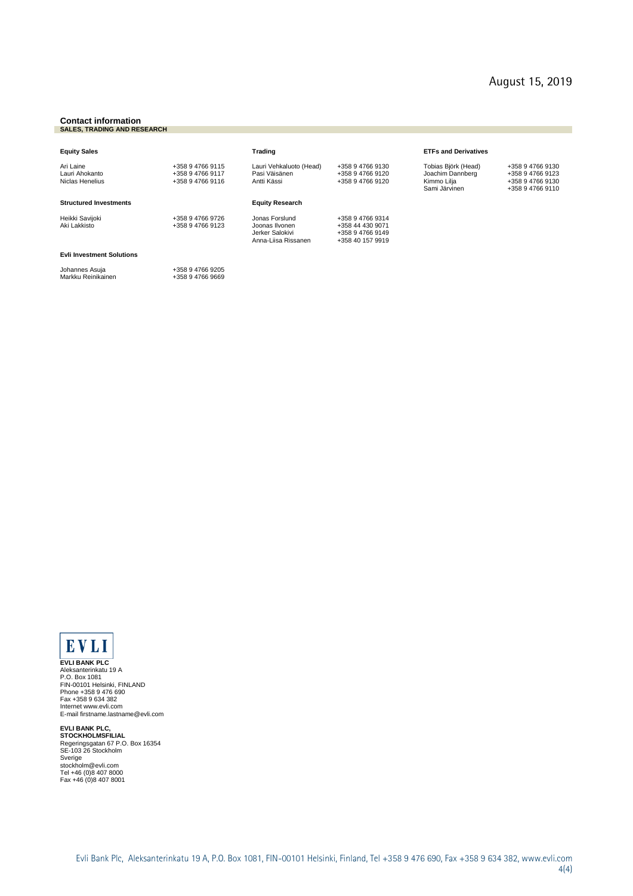August 15, 2019

# Contact information

## SALES, TRADING AND RESEARCH

### Equity Sales

| | |
|---|---|
| Ari Laine | +358 9 4766 9115 |
| Lauri Ahokanto | +358 9 4766 9117 |
| Niclas Henelius | +358 9 4766 9116 |

### Structured Investments

| | |
|---|---|
| Heikki Savijoki | +358 9 4766 9726 |
| Aki Lakkisto | +358 9 4766 9123 |

### Evli Investment Solutions

| | |
|---|---|
| Johannes Asuja | +358 9 4766 9205 |
| Markku Reinikainen | +358 9 4766 9669 |

### Trading

| | |
|---|---|
| Lauri Vehkaluoto (Head) | +358 9 4766 9130 |
| Pasi Väisänen | +358 9 4766 9120 |
| Antti Kässi | +358 9 4766 9120 |

### Equity Research

| | |
|---|---|
| Jonas Forslund | +358 9 4766 9314 |
| Joonas Ilvonen | +358 44 430 9071 |
| Jerker Salokivi | +358 9 4766 9149 |
| Anna-Liisa Rissanen | +358 40 157 9919 |

### ETFs and Derivatives

| | |
|---|---|
| Tobias Björk (Head) | +358 9 4766 9130 |
| Joachim Dannberg | +358 9 4766 9123 |
| Kimmo Lilja | +358 9 4766 9130 |
| Sami Järvinen | +358 9 4766 9110 |

EVLI

**EVLI BANK PLC**
Aleksanterinkatu 19 A
P.O. Box 1081
FIN-00101 Helsinki, FINLAND
Phone +358 9 476 690
Fax +358 9 634 382
Internet www.evli.com
E-mail firstname.lastname@evli.com

**EVLI BANK PLC, STOCKHOLMSFILIAL**
Regeringsgatan 67 P.O. Box 16354
SE-103 26 Stockholm
Sverige
stockholm@evli.com
Tel +46 (0)8 407 8000
Fax +46 (0)8 407 8001